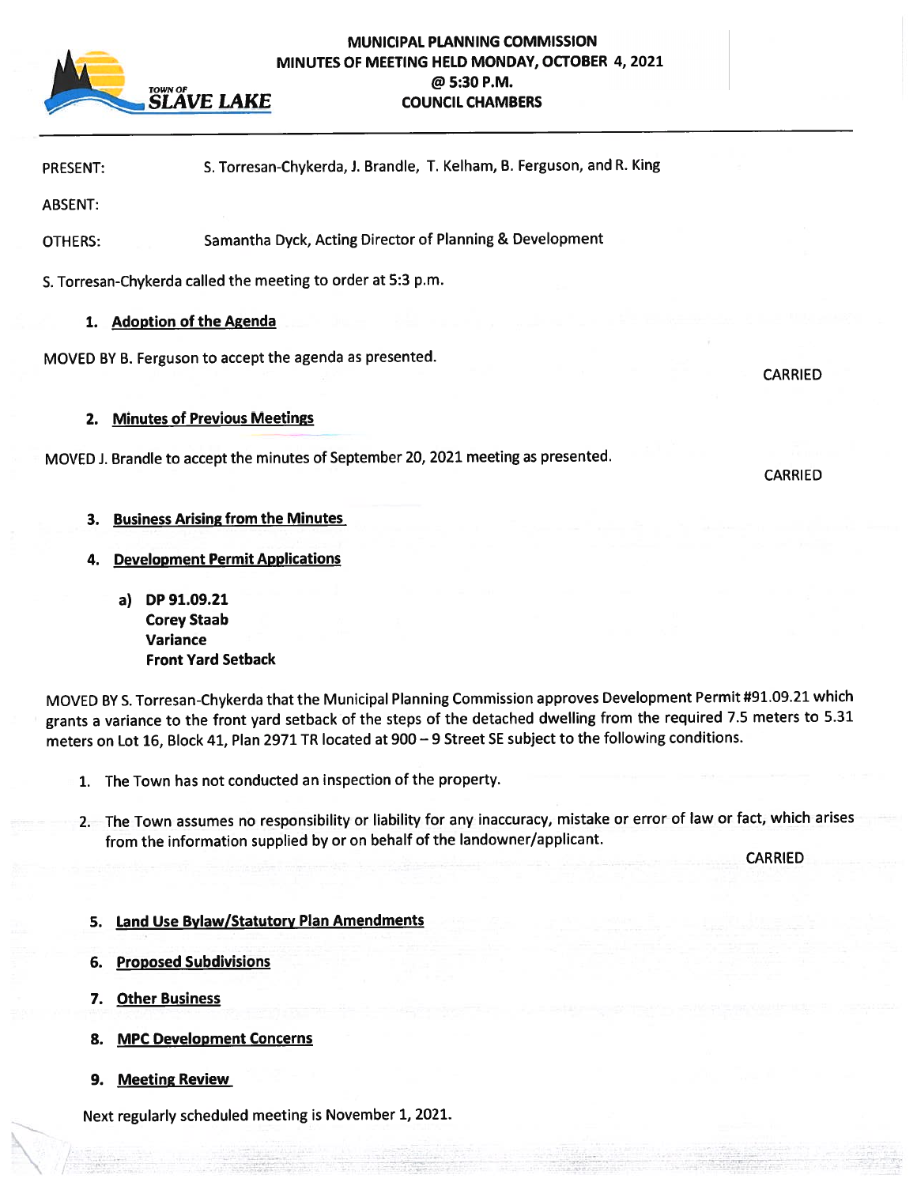TOWN OF SLAVE LAKE

# MUNICIPAL PLANNING COMMISSION
## MINUTES OF MEETING HELD MONDAY, OCTOBER 4, 2021
## @ 5:30 P.M.
## COUNCIL CHAMBERS

PRESENT: S. Torresan-Chykerda, J. Brandle, T. Kelham, B. Ferguson, and R. King

ABSENT:

OTHERS: Samantha Dyck, Acting Director of Planning & Development

S. Torresan-Chykerda called the meeting to order at 5:3 p.m.

1. **Adoption of the Agenda**

MOVED BY B. Ferguson to accept the agenda as presented.

CARRIED

2. **Minutes of Previous Meetings**

MOVED J. Brandle to accept the minutes of September 20, 2021 meeting as presented.

CARRIED

3. **Business Arising from the Minutes**

4. **Development Permit Applications**

   a) **DP 91.09.21**
   **Corey Staab**
   **Variance**
   **Front Yard Setback**

MOVED BY S. Torresan-Chykerda that the Municipal Planning Commission approves Development Permit #91.09.21 which grants a variance to the front yard setback of the steps of the detached dwelling from the required 7.5 meters to 5.31 meters on Lot 16, Block 41, Plan 2971 TR located at 900 – 9 Street SE subject to the following conditions.

1. The Town has not conducted an inspection of the property.
2. The Town assumes no responsibility or liability for any inaccuracy, mistake or error of law or fact, which arises from the information supplied by or on behalf of the landowner/applicant.

CARRIED

5. **Land Use Bylaw/Statutory Plan Amendments**

6. **Proposed Subdivisions**

7. **Other Business**

8. **MPC Development Concerns**

9. **Meeting Review**

Next regularly scheduled meeting is November 1, 2021.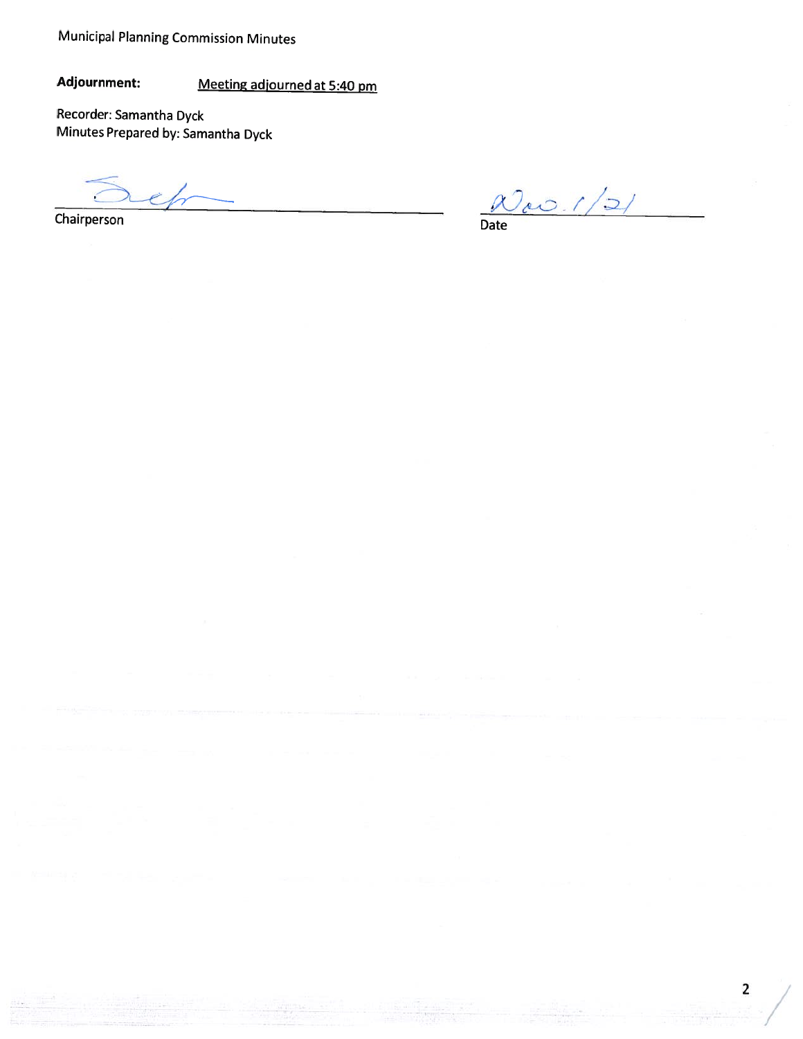Municipal Planning Commission Minutes

**Adjournment:** Meeting adjourned at 5:40 pm

Recorder: Samantha Dyck
Minutes Prepared by: Samantha Dyck

Chairperson

Dec. 1/21
Date